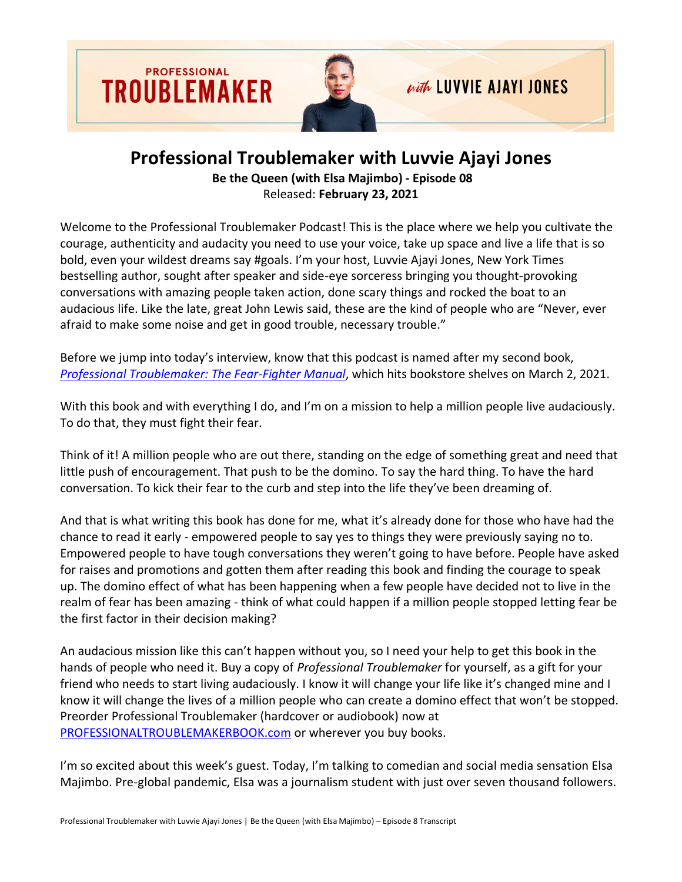# Professional Troublemaker with Luvvie Ajayi Jones

**Be the Queen (with Elsa Majimbo) - Episode 08**

Released: **February 23, 2021**

Welcome to the Professional Troublemaker Podcast! This is the place where we help you cultivate the courage, authenticity and audacity you need to use your voice, take up space and live a life that is so bold, even your wildest dreams say #goals. I'm your host, Luvvie Ajayi Jones, New York Times bestselling author, sought after speaker and side-eye sorceress bringing you thought-provoking conversations with amazing people taken action, done scary things and rocked the boat to an audacious life. Like the late, great John Lewis said, these are the kind of people who are "Never, ever afraid to make some noise and get in good trouble, necessary trouble."

Before we jump into today's interview, know that this podcast is named after my second book, *[Professional Troublemaker: The Fear-Fighter Manual](#)*, which hits bookstore shelves on March 2, 2021.

With this book and with everything I do, and I'm on a mission to help a million people live audaciously. To do that, they must fight their fear.

Think of it! A million people who are out there, standing on the edge of something great and need that little push of encouragement. That push to be the domino. To say the hard thing. To have the hard conversation. To kick their fear to the curb and step into the life they've been dreaming of.

And that is what writing this book has done for me, what it's already done for those who have had the chance to read it early - empowered people to say yes to things they were previously saying no to. Empowered people to have tough conversations they weren't going to have before. People have asked for raises and promotions and gotten them after reading this book and finding the courage to speak up. The domino effect of what has been happening when a few people have decided not to live in the realm of fear has been amazing - think of what could happen if a million people stopped letting fear be the first factor in their decision making?

An audacious mission like this can't happen without you, so I need your help to get this book in the hands of people who need it. Buy a copy of *Professional Troublemaker* for yourself, as a gift for your friend who needs to start living audaciously. I know it will change your life like it's changed mine and I know it will change the lives of a million people who can create a domino effect that won't be stopped. Preorder Professional Troublemaker (hardcover or audiobook) now at [PROFESSIONALTROUBLEMAKERBOOK.com](#) or wherever you buy books.

I'm so excited about this week's guest. Today, I'm talking to comedian and social media sensation Elsa Majimbo. Pre-global pandemic, Elsa was a journalism student with just over seven thousand followers.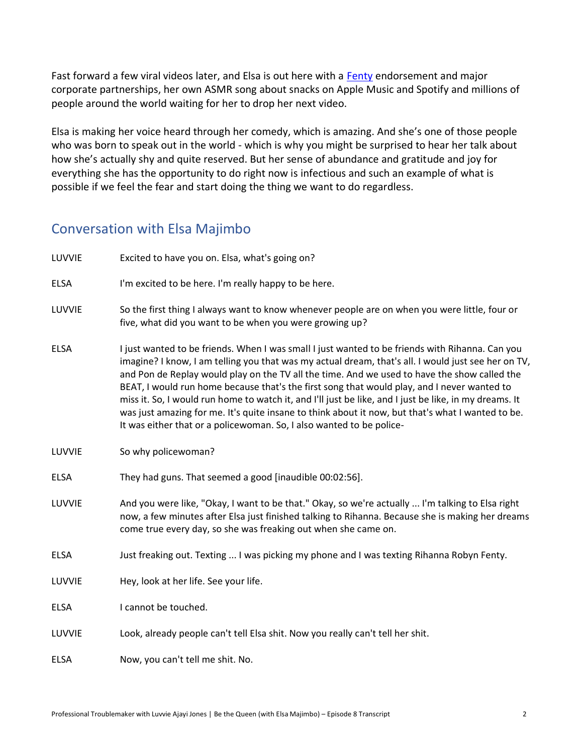Fast forward a few viral videos later, and Elsa is out here with a [Fenty] endorsement and major corporate partnerships, her own ASMR song about snacks on Apple Music and Spotify and millions of people around the world waiting for her to drop her next video.

Elsa is making her voice heard through her comedy, which is amazing. And she's one of those people who was born to speak out in the world - which is why you might be surprised to hear her talk about how she's actually shy and quite reserved. But her sense of abundance and gratitude and joy for everything she has the opportunity to do right now is infectious and such an example of what is possible if we feel the fear and start doing the thing we want to do regardless.

## Conversation with Elsa Majimbo

LUVVIE Excited to have you on. Elsa, what's going on?

ELSA I'm excited to be here. I'm really happy to be here.

LUVVIE So the first thing I always want to know whenever people are on when you were little, four or five, what did you want to be when you were growing up?

ELSA I just wanted to be friends. When I was small I just wanted to be friends with Rihanna. Can you imagine? I know, I am telling you that was my actual dream, that's all. I would just see her on TV, and Pon de Replay would play on the TV all the time. And we used to have the show called the BEAT, I would run home because that's the first song that would play, and I never wanted to miss it. So, I would run home to watch it, and I'll just be like, and I just be like, in my dreams. It was just amazing for me. It's quite insane to think about it now, but that's what I wanted to be. It was either that or a policewoman. So, I also wanted to be police-

LUVVIE So why policewoman?

ELSA They had guns. That seemed a good [inaudible 00:02:56].

LUVVIE And you were like, "Okay, I want to be that." Okay, so we're actually ... I'm talking to Elsa right now, a few minutes after Elsa just finished talking to Rihanna. Because she is making her dreams come true every day, so she was freaking out when she came on.

ELSA Just freaking out. Texting ... I was picking my phone and I was texting Rihanna Robyn Fenty.

LUVVIE Hey, look at her life. See your life.

ELSA I cannot be touched.

LUVVIE Look, already people can't tell Elsa shit. Now you really can't tell her shit.

ELSA Now, you can't tell me shit. No.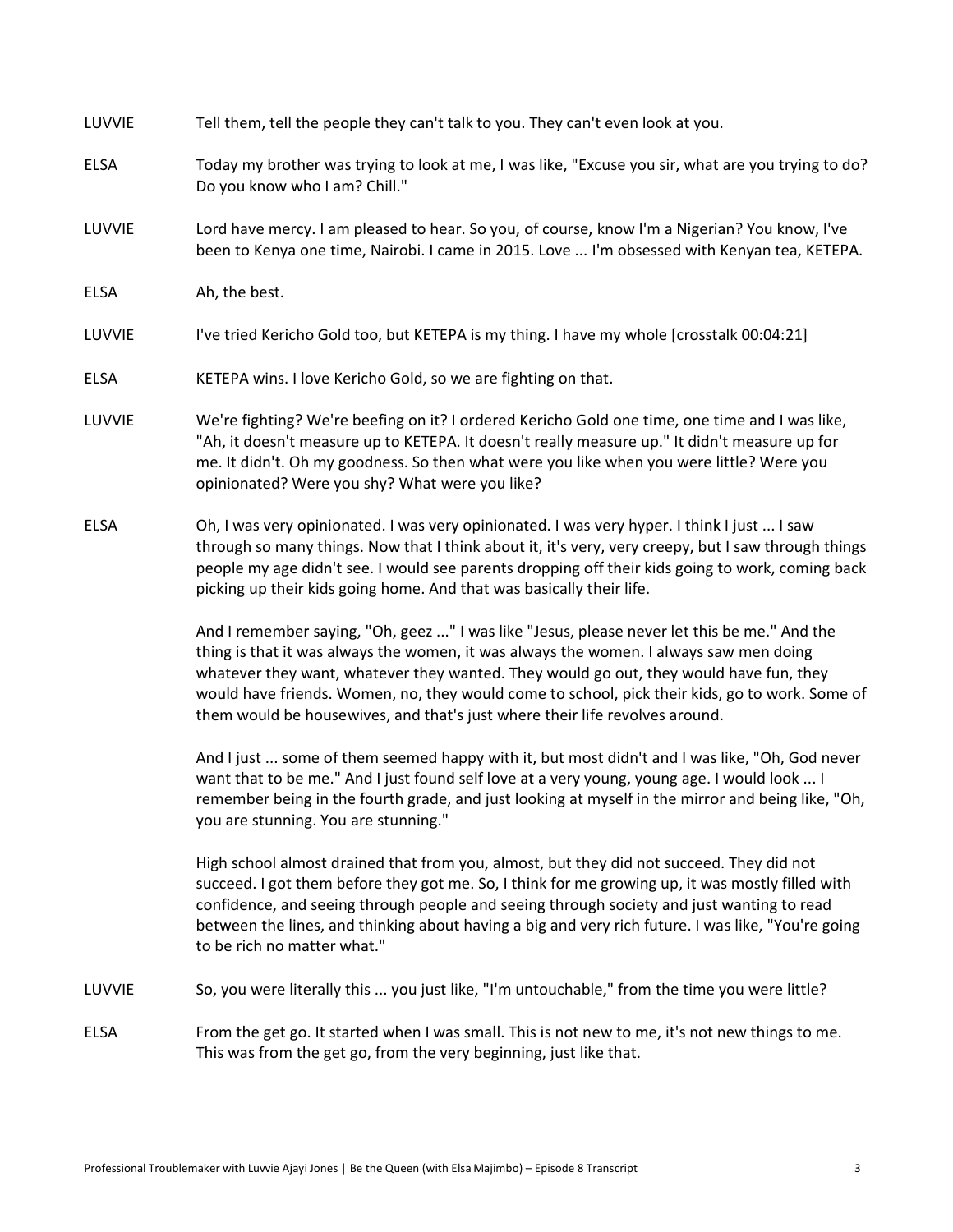LUVVIE Tell them, tell the people they can't talk to you. They can't even look at you.

ELSA Today my brother was trying to look at me, I was like, "Excuse you sir, what are you trying to do? Do you know who I am? Chill."

LUVVIE Lord have mercy. I am pleased to hear. So you, of course, know I'm a Nigerian? You know, I've been to Kenya one time, Nairobi. I came in 2015. Love ... I'm obsessed with Kenyan tea, KETEPA.

ELSA Ah, the best.

LUVVIE I've tried Kericho Gold too, but KETEPA is my thing. I have my whole [crosstalk 00:04:21]

ELSA KETEPA wins. I love Kericho Gold, so we are fighting on that.

LUVVIE We're fighting? We're beefing on it? I ordered Kericho Gold one time, one time and I was like, "Ah, it doesn't measure up to KETEPA. It doesn't really measure up." It didn't measure up for me. It didn't. Oh my goodness. So then what were you like when you were little? Were you opinionated? Were you shy? What were you like?

ELSA Oh, I was very opinionated. I was very opinionated. I was very hyper. I think I just ... I saw through so many things. Now that I think about it, it's very, very creepy, but I saw through things people my age didn't see. I would see parents dropping off their kids going to work, coming back picking up their kids going home. And that was basically their life.

And I remember saying, "Oh, geez ..." I was like "Jesus, please never let this be me." And the thing is that it was always the women, it was always the women. I always saw men doing whatever they want, whatever they wanted. They would go out, they would have fun, they would have friends. Women, no, they would come to school, pick their kids, go to work. Some of them would be housewives, and that's just where their life revolves around.

And I just ... some of them seemed happy with it, but most didn't and I was like, "Oh, God never want that to be me." And I just found self love at a very young, young age. I would look ... I remember being in the fourth grade, and just looking at myself in the mirror and being like, "Oh, you are stunning. You are stunning."

High school almost drained that from you, almost, but they did not succeed. They did not succeed. I got them before they got me. So, I think for me growing up, it was mostly filled with confidence, and seeing through people and seeing through society and just wanting to read between the lines, and thinking about having a big and very rich future. I was like, "You're going to be rich no matter what."

LUVVIE So, you were literally this ... you just like, "I'm untouchable," from the time you were little?

ELSA From the get go. It started when I was small. This is not new to me, it's not new things to me. This was from the get go, from the very beginning, just like that.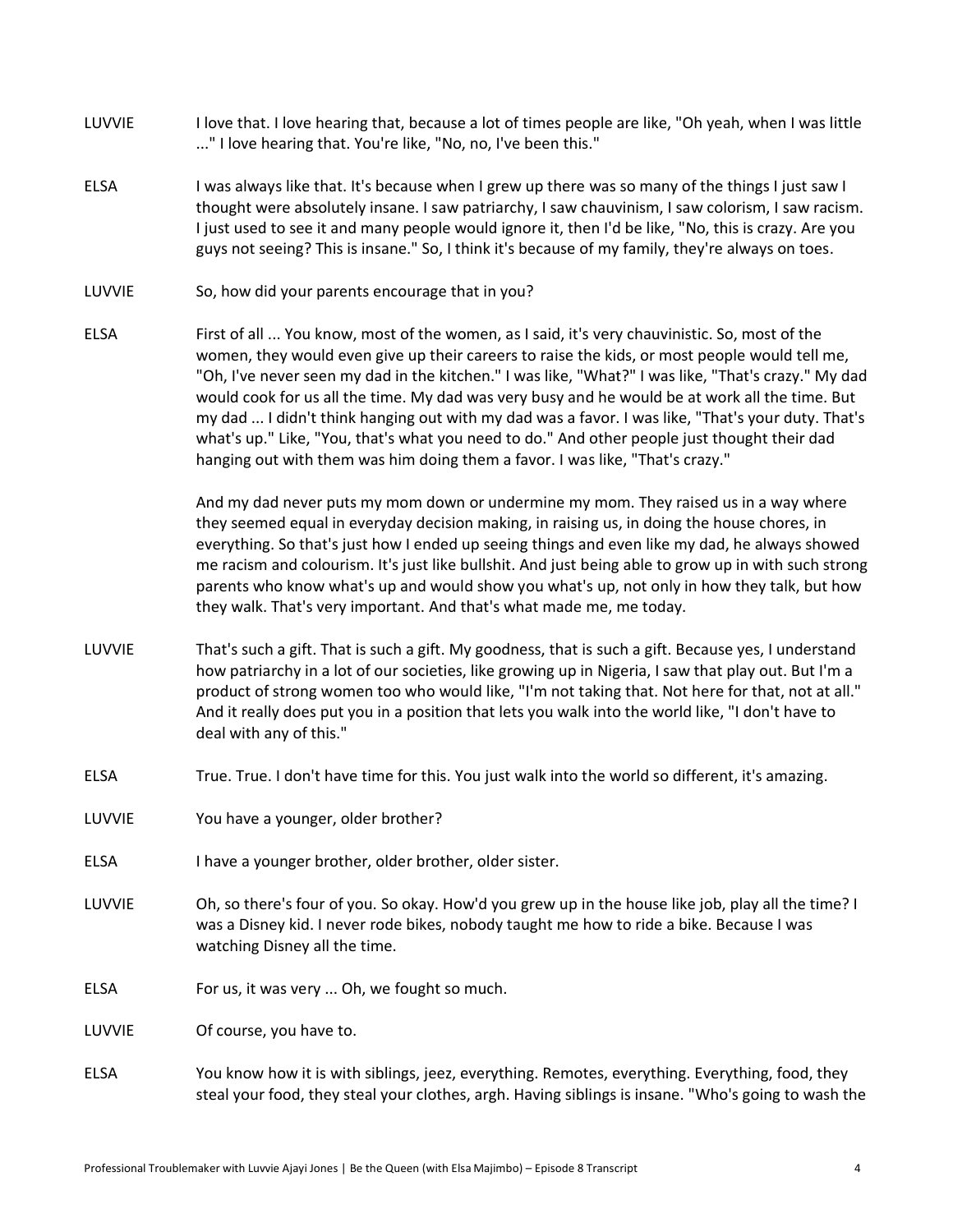**LUVVIE** I love that. I love hearing that, because a lot of times people are like, "Oh yeah, when I was little ..." I love hearing that. You're like, "No, no, I've been this."

**ELSA** I was always like that. It's because when I grew up there was so many of the things I just saw I thought were absolutely insane. I saw patriarchy, I saw chauvinism, I saw colorism, I saw racism. I just used to see it and many people would ignore it, then I'd be like, "No, this is crazy. Are you guys not seeing? This is insane." So, I think it's because of my family, they're always on toes.

**LUVVIE** So, how did your parents encourage that in you?

**ELSA** First of all ... You know, most of the women, as I said, it's very chauvinistic. So, most of the women, they would even give up their careers to raise the kids, or most people would tell me, "Oh, I've never seen my dad in the kitchen." I was like, "What?" I was like, "That's crazy." My dad would cook for us all the time. My dad was very busy and he would be at work all the time. But my dad ... I didn't think hanging out with my dad was a favor. I was like, "That's your duty. That's what's up." Like, "You, that's what you need to do." And other people just thought their dad hanging out with them was him doing them a favor. I was like, "That's crazy."

And my dad never puts my mom down or undermine my mom. They raised us in a way where they seemed equal in everyday decision making, in raising us, in doing the house chores, in everything. So that's just how I ended up seeing things and even like my dad, he always showed me racism and colourism. It's just like bullshit. And just being able to grow up in with such strong parents who know what's up and would show you what's up, not only in how they talk, but how they walk. That's very important. And that's what made me, me today.

**LUVVIE** That's such a gift. That is such a gift. My goodness, that is such a gift. Because yes, I understand how patriarchy in a lot of our societies, like growing up in Nigeria, I saw that play out. But I'm a product of strong women too who would like, "I'm not taking that. Not here for that, not at all." And it really does put you in a position that lets you walk into the world like, "I don't have to deal with any of this."

**ELSA** True. True. I don't have time for this. You just walk into the world so different, it's amazing.

**LUVVIE** You have a younger, older brother?

**ELSA** I have a younger brother, older brother, older sister.

**LUVVIE** Oh, so there's four of you. So okay. How'd you grew up in the house like job, play all the time? I was a Disney kid. I never rode bikes, nobody taught me how to ride a bike. Because I was watching Disney all the time.

**ELSA** For us, it was very ... Oh, we fought so much.

**LUVVIE** Of course, you have to.

**ELSA** You know how it is with siblings, jeez, everything. Remotes, everything. Everything, food, they steal your food, they steal your clothes, argh. Having siblings is insane. "Who's going to wash the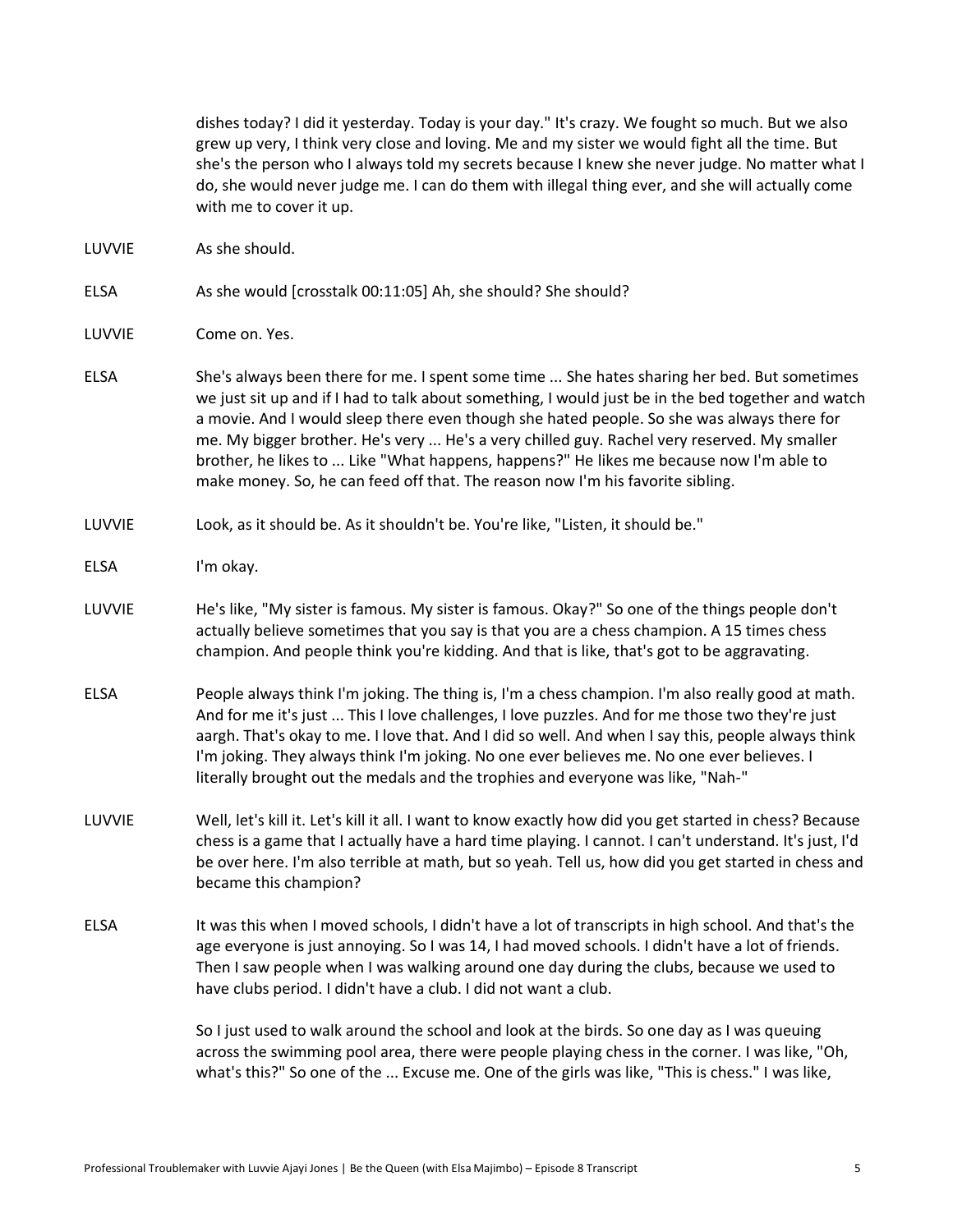dishes today? I did it yesterday. Today is your day." It's crazy. We fought so much. But we also grew up very, I think very close and loving. Me and my sister we would fight all the time. But she's the person who I always told my secrets because I knew she never judge. No matter what I do, she would never judge me. I can do them with illegal thing ever, and she will actually come with me to cover it up.

LUVVIE As she should.

ELSA As she would [crosstalk 00:11:05] Ah, she should? She should?

LUVVIE Come on. Yes.

ELSA She's always been there for me. I spent some time ... She hates sharing her bed. But sometimes we just sit up and if I had to talk about something, I would just be in the bed together and watch a movie. And I would sleep there even though she hated people. So she was always there for me. My bigger brother. He's very ... He's a very chilled guy. Rachel very reserved. My smaller brother, he likes to ... Like "What happens, happens?" He likes me because now I'm able to make money. So, he can feed off that. The reason now I'm his favorite sibling.

LUVVIE Look, as it should be. As it shouldn't be. You're like, "Listen, it should be."

ELSA I'm okay.

LUVVIE He's like, "My sister is famous. My sister is famous. Okay?" So one of the things people don't actually believe sometimes that you say is that you are a chess champion. A 15 times chess champion. And people think you're kidding. And that is like, that's got to be aggravating.

ELSA People always think I'm joking. The thing is, I'm a chess champion. I'm also really good at math. And for me it's just ... This I love challenges, I love puzzles. And for me those two they're just aargh. That's okay to me. I love that. And I did so well. And when I say this, people always think I'm joking. They always think I'm joking. No one ever believes me. No one ever believes. I literally brought out the medals and the trophies and everyone was like, "Nah-"

LUVVIE Well, let's kill it. Let's kill it all. I want to know exactly how did you get started in chess? Because chess is a game that I actually have a hard time playing. I cannot. I can't understand. It's just, I'd be over here. I'm also terrible at math, but so yeah. Tell us, how did you get started in chess and became this champion?

ELSA It was this when I moved schools, I didn't have a lot of transcripts in high school. And that's the age everyone is just annoying. So I was 14, I had moved schools. I didn't have a lot of friends. Then I saw people when I was walking around one day during the clubs, because we used to have clubs period. I didn't have a club. I did not want a club.

So I just used to walk around the school and look at the birds. So one day as I was queuing across the swimming pool area, there were people playing chess in the corner. I was like, "Oh, what's this?" So one of the ... Excuse me. One of the girls was like, "This is chess." I was like,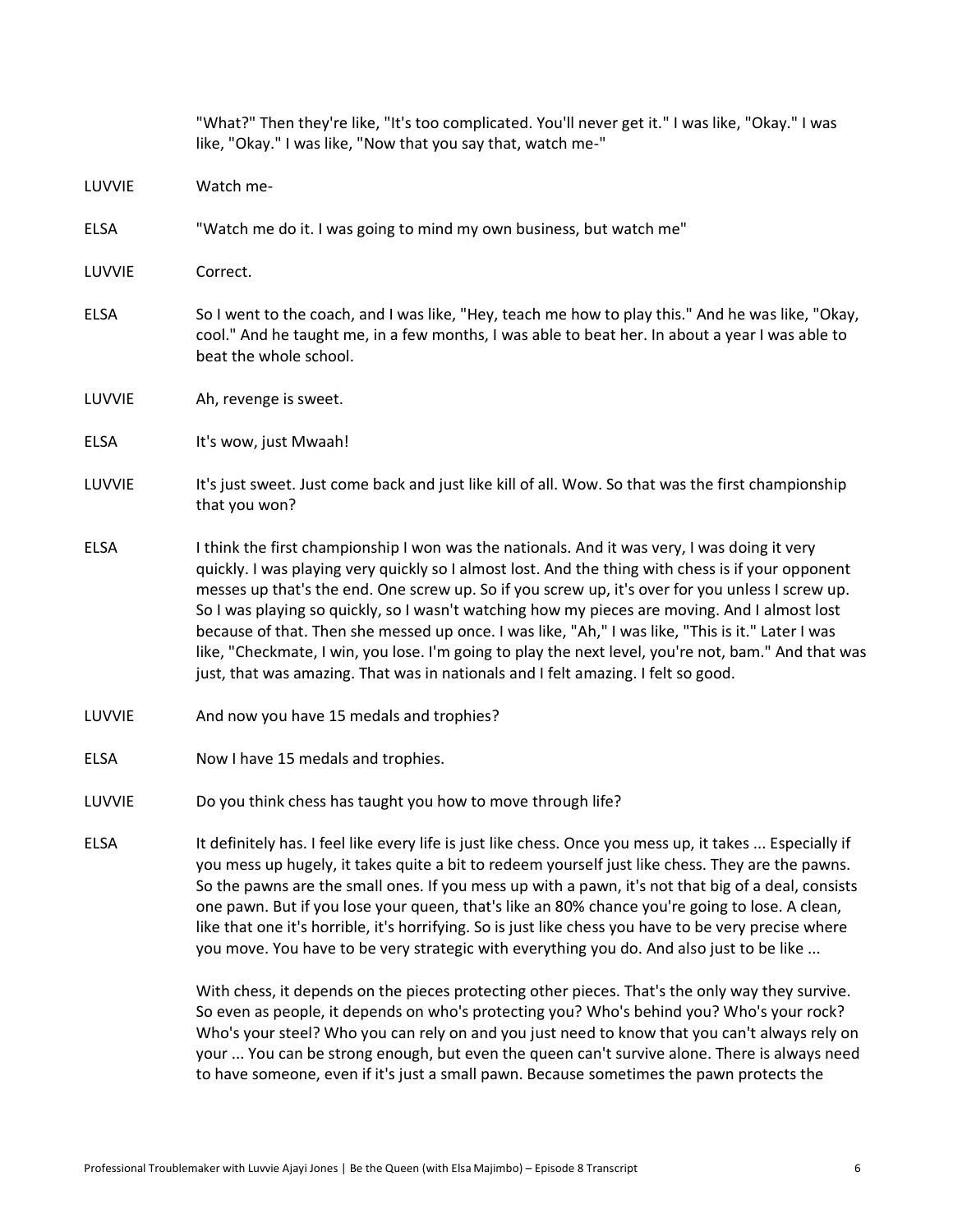"What?" Then they're like, "It's too complicated. You'll never get it." I was like, "Okay." I was like, "Okay." I was like, "Now that you say that, watch me-"

LUVVIE Watch me-

ELSA "Watch me do it. I was going to mind my own business, but watch me"

LUVVIE Correct.

ELSA So I went to the coach, and I was like, "Hey, teach me how to play this." And he was like, "Okay, cool." And he taught me, in a few months, I was able to beat her. In about a year I was able to beat the whole school.

LUVVIE Ah, revenge is sweet.

ELSA It's wow, just Mwaah!

LUVVIE It's just sweet. Just come back and just like kill of all. Wow. So that was the first championship that you won?

ELSA I think the first championship I won was the nationals. And it was very, I was doing it very quickly. I was playing very quickly so I almost lost. And the thing with chess is if your opponent messes up that's the end. One screw up. So if you screw up, it's over for you unless I screw up. So I was playing so quickly, so I wasn't watching how my pieces are moving. And I almost lost because of that. Then she messed up once. I was like, "Ah," I was like, "This is it." Later I was like, "Checkmate, I win, you lose. I'm going to play the next level, you're not, bam." And that was just, that was amazing. That was in nationals and I felt amazing. I felt so good.

LUVVIE And now you have 15 medals and trophies?

ELSA Now I have 15 medals and trophies.

LUVVIE Do you think chess has taught you how to move through life?

ELSA It definitely has. I feel like every life is just like chess. Once you mess up, it takes ... Especially if you mess up hugely, it takes quite a bit to redeem yourself just like chess. They are the pawns. So the pawns are the small ones. If you mess up with a pawn, it's not that big of a deal, consists one pawn. But if you lose your queen, that's like an 80% chance you're going to lose. A clean, like that one it's horrible, it's horrifying. So is just like chess you have to be very precise where you move. You have to be very strategic with everything you do. And also just to be like ...

With chess, it depends on the pieces protecting other pieces. That's the only way they survive. So even as people, it depends on who's protecting you? Who's behind you? Who's your rock? Who's your steel? Who you can rely on and you just need to know that you can't always rely on your ... You can be strong enough, but even the queen can't survive alone. There is always need to have someone, even if it's just a small pawn. Because sometimes the pawn protects the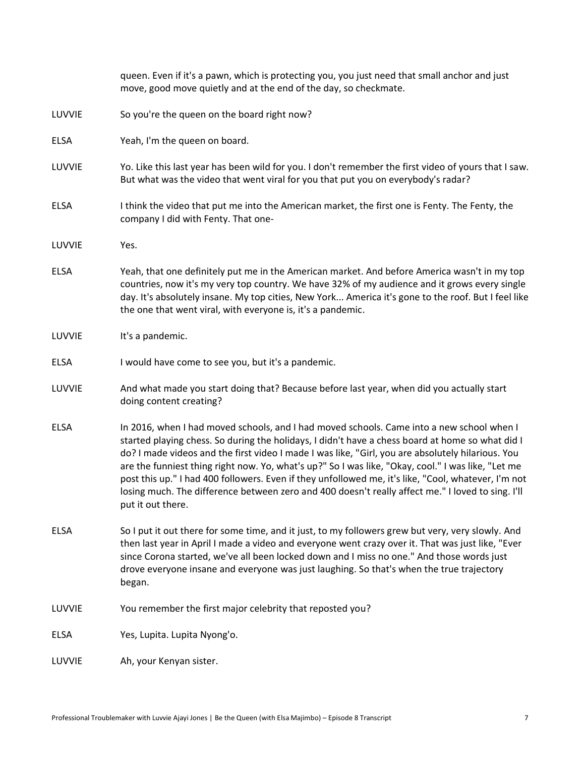queen. Even if it's a pawn, which is protecting you, you just need that small anchor and just move, good move quietly and at the end of the day, so checkmate.

LUVVIE So you're the queen on the board right now?

ELSA Yeah, I'm the queen on board.

LUVVIE Yo. Like this last year has been wild for you. I don't remember the first video of yours that I saw. But what was the video that went viral for you that put you on everybody's radar?

ELSA I think the video that put me into the American market, the first one is Fenty. The Fenty, the company I did with Fenty. That one-

LUVVIE Yes.

ELSA Yeah, that one definitely put me in the American market. And before America wasn't in my top countries, now it's my very top country. We have 32% of my audience and it grows every single day. It's absolutely insane. My top cities, New York... America it's gone to the roof. But I feel like the one that went viral, with everyone is, it's a pandemic.

LUVVIE It's a pandemic.

ELSA I would have come to see you, but it's a pandemic.

LUVVIE And what made you start doing that? Because before last year, when did you actually start doing content creating?

ELSA In 2016, when I had moved schools, and I had moved schools. Came into a new school when I started playing chess. So during the holidays, I didn't have a chess board at home so what did I do? I made videos and the first video I made I was like, "Girl, you are absolutely hilarious. You are the funniest thing right now. Yo, what's up?" So I was like, "Okay, cool." I was like, "Let me post this up." I had 400 followers. Even if they unfollowed me, it's like, "Cool, whatever, I'm not losing much. The difference between zero and 400 doesn't really affect me." I loved to sing. I'll put it out there.

ELSA So I put it out there for some time, and it just, to my followers grew but very, very slowly. And then last year in April I made a video and everyone went crazy over it. That was just like, "Ever since Corona started, we've all been locked down and I miss no one." And those words just drove everyone insane and everyone was just laughing. So that's when the true trajectory began.

LUVVIE You remember the first major celebrity that reposted you?

ELSA Yes, Lupita. Lupita Nyong'o.

LUVVIE Ah, your Kenyan sister.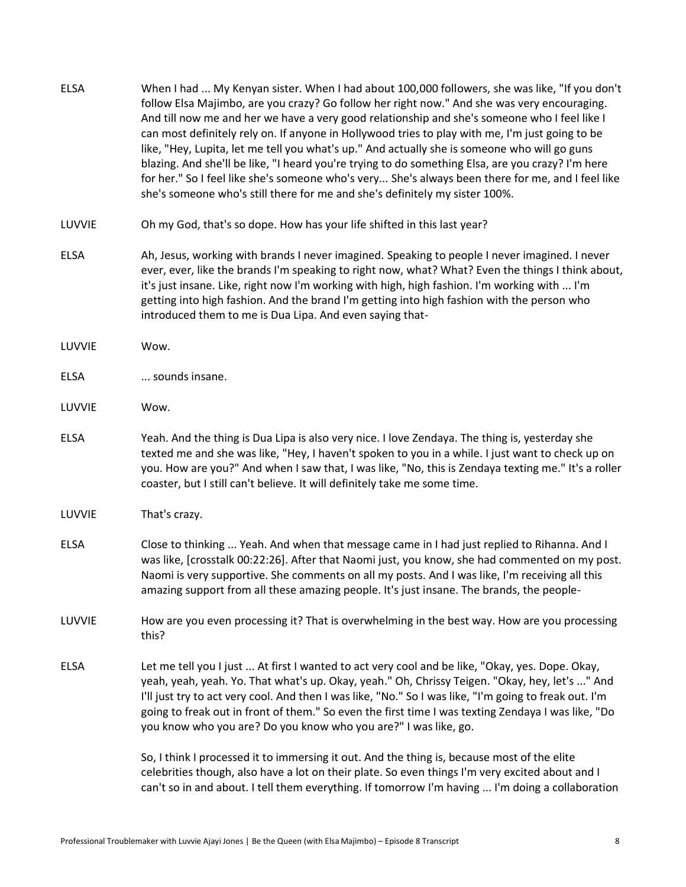ELSA When I had ... My Kenyan sister. When I had about 100,000 followers, she was like, "If you don't follow Elsa Majimbo, are you crazy? Go follow her right now." And she was very encouraging. And till now me and her we have a very good relationship and she's someone who I feel like I can most definitely rely on. If anyone in Hollywood tries to play with me, I'm just going to be like, "Hey, Lupita, let me tell you what's up." And actually she is someone who will go guns blazing. And she'll be like, "I heard you're trying to do something Elsa, are you crazy? I'm here for her." So I feel like she's someone who's very... She's always been there for me, and I feel like she's someone who's still there for me and she's definitely my sister 100%.

LUVVIE Oh my God, that's so dope. How has your life shifted in this last year?

ELSA Ah, Jesus, working with brands I never imagined. Speaking to people I never imagined. I never ever, ever, like the brands I'm speaking to right now, what? What? Even the things I think about, it's just insane. Like, right now I'm working with high, high fashion. I'm working with ... I'm getting into high fashion. And the brand I'm getting into high fashion with the person who introduced them to me is Dua Lipa. And even saying that-

LUVVIE Wow.

ELSA ... sounds insane.

LUVVIE Wow.

ELSA Yeah. And the thing is Dua Lipa is also very nice. I love Zendaya. The thing is, yesterday she texted me and she was like, "Hey, I haven't spoken to you in a while. I just want to check up on you. How are you?" And when I saw that, I was like, "No, this is Zendaya texting me." It's a roller coaster, but I still can't believe. It will definitely take me some time.

LUVVIE That's crazy.

ELSA Close to thinking ... Yeah. And when that message came in I had just replied to Rihanna. And I was like, [crosstalk 00:22:26]. After that Naomi just, you know, she had commented on my post. Naomi is very supportive. She comments on all my posts. And I was like, I'm receiving all this amazing support from all these amazing people. It's just insane. The brands, the people-

LUVVIE How are you even processing it? That is overwhelming in the best way. How are you processing this?

ELSA Let me tell you I just ... At first I wanted to act very cool and be like, "Okay, yes. Dope. Okay, yeah, yeah, yeah. Yo. That what's up. Okay, yeah." Oh, Chrissy Teigen. "Okay, hey, let's ..." And I'll just try to act very cool. And then I was like, "No." So I was like, "I'm going to freak out. I'm going to freak out in front of them." So even the first time I was texting Zendaya I was like, "Do you know who you are? Do you know who you are?" I was like, go.

So, I think I processed it to immersing it out. And the thing is, because most of the elite celebrities though, also have a lot on their plate. So even things I'm very excited about and I can't so in and about. I tell them everything. If tomorrow I'm having ... I'm doing a collaboration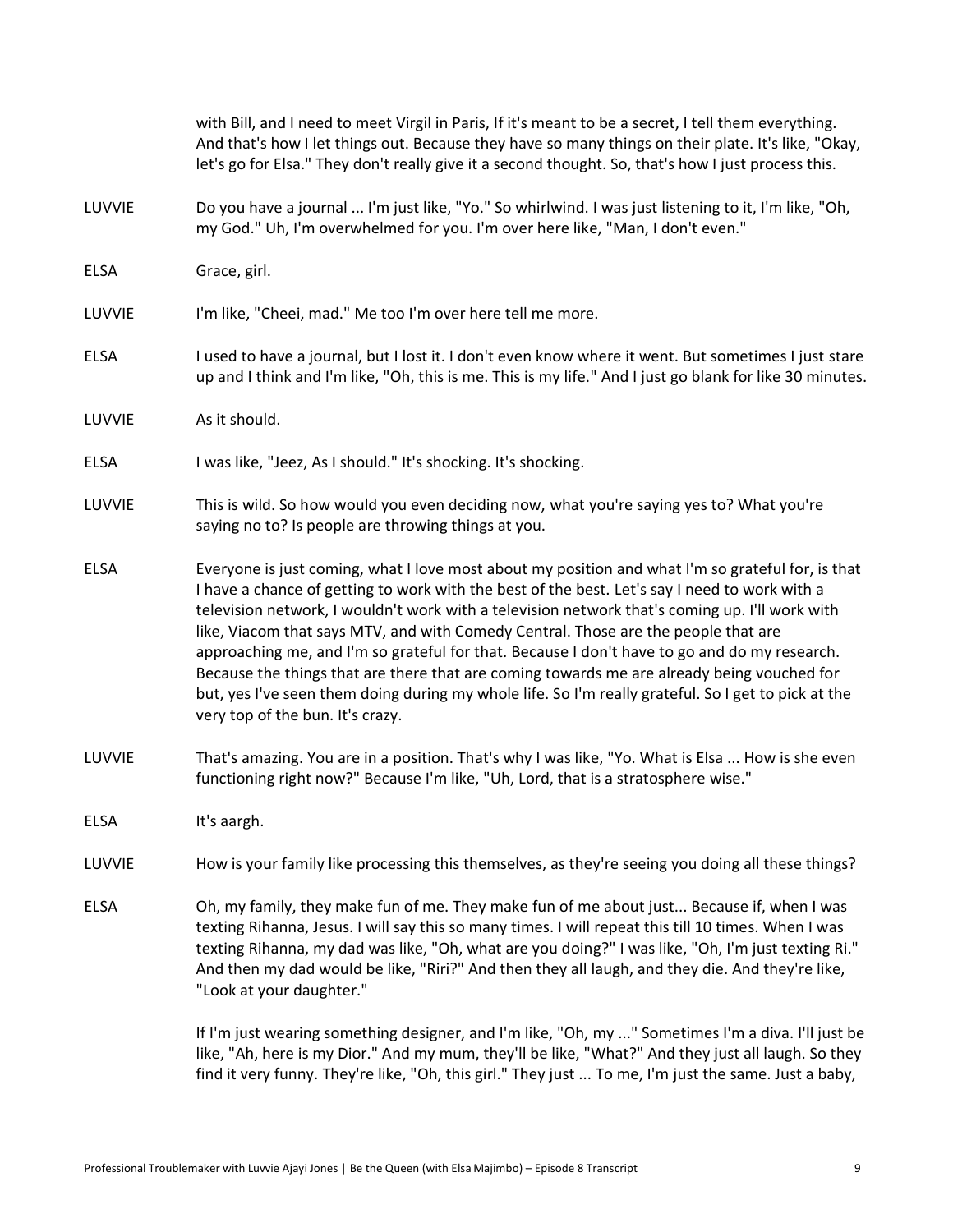with Bill, and I need to meet Virgil in Paris, If it's meant to be a secret, I tell them everything. And that's how I let things out. Because they have so many things on their plate. It's like, "Okay, let's go for Elsa." They don't really give it a second thought. So, that's how I just process this.

LUVVIE Do you have a journal ... I'm just like, "Yo." So whirlwind. I was just listening to it, I'm like, "Oh, my God." Uh, I'm overwhelmed for you. I'm over here like, "Man, I don't even."

ELSA Grace, girl.

LUVVIE I'm like, "Cheei, mad." Me too I'm over here tell me more.

ELSA I used to have a journal, but I lost it. I don't even know where it went. But sometimes I just stare up and I think and I'm like, "Oh, this is me. This is my life." And I just go blank for like 30 minutes.

LUVVIE As it should.

ELSA I was like, "Jeez, As I should." It's shocking. It's shocking.

LUVVIE This is wild. So how would you even deciding now, what you're saying yes to? What you're saying no to? Is people are throwing things at you.

ELSA Everyone is just coming, what I love most about my position and what I'm so grateful for, is that I have a chance of getting to work with the best of the best. Let's say I need to work with a television network, I wouldn't work with a television network that's coming up. I'll work with like, Viacom that says MTV, and with Comedy Central. Those are the people that are approaching me, and I'm so grateful for that. Because I don't have to go and do my research. Because the things that are there that are coming towards me are already being vouched for but, yes I've seen them doing during my whole life. So I'm really grateful. So I get to pick at the very top of the bun. It's crazy.

LUVVIE That's amazing. You are in a position. That's why I was like, "Yo. What is Elsa ... How is she even functioning right now?" Because I'm like, "Uh, Lord, that is a stratosphere wise."

ELSA It's aargh.

LUVVIE How is your family like processing this themselves, as they're seeing you doing all these things?

ELSA Oh, my family, they make fun of me. They make fun of me about just... Because if, when I was texting Rihanna, Jesus. I will say this so many times. I will repeat this till 10 times. When I was texting Rihanna, my dad was like, "Oh, what are you doing?" I was like, "Oh, I'm just texting Ri." And then my dad would be like, "Riri?" And then they all laugh, and they die. And they're like, "Look at your daughter."

If I'm just wearing something designer, and I'm like, "Oh, my ..." Sometimes I'm a diva. I'll just be like, "Ah, here is my Dior." And my mum, they'll be like, "What?" And they just all laugh. So they find it very funny. They're like, "Oh, this girl." They just ... To me, I'm just the same. Just a baby,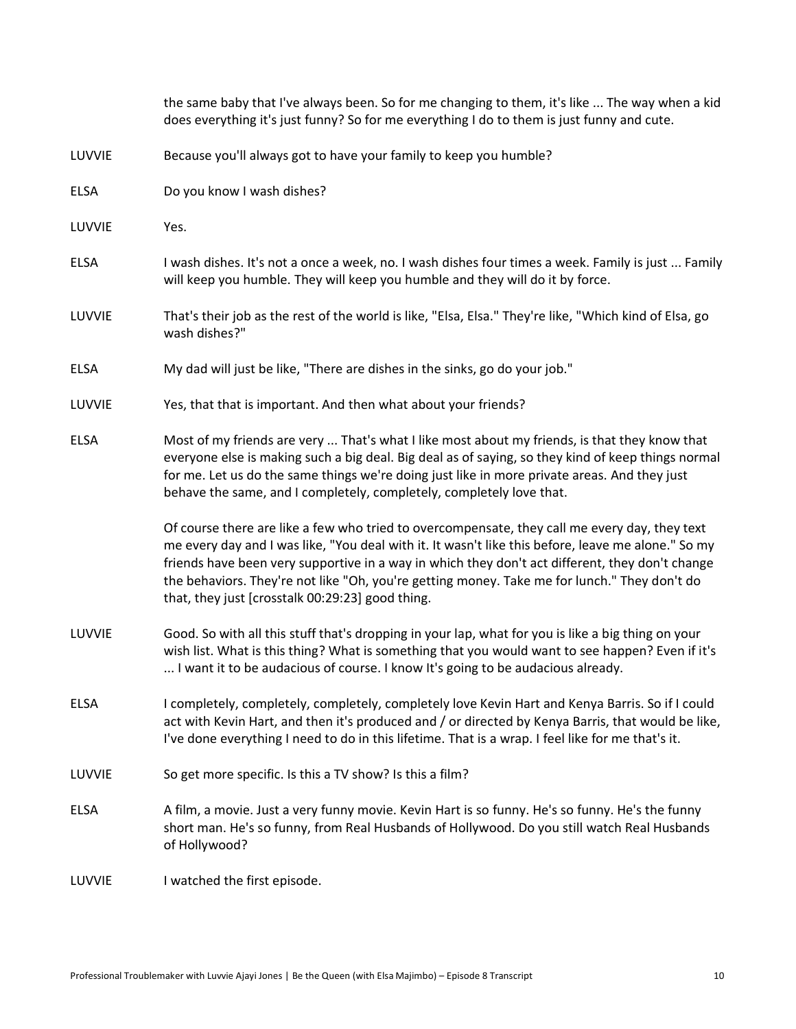the same baby that I've always been. So for me changing to them, it's like ... The way when a kid does everything it's just funny? So for me everything I do to them is just funny and cute.

LUVVIE Because you'll always got to have your family to keep you humble?

ELSA Do you know I wash dishes?

LUVVIE Yes.

ELSA I wash dishes. It's not a once a week, no. I wash dishes four times a week. Family is just ... Family will keep you humble. They will keep you humble and they will do it by force.

LUVVIE That's their job as the rest of the world is like, "Elsa, Elsa." They're like, "Which kind of Elsa, go wash dishes?"

ELSA My dad will just be like, "There are dishes in the sinks, go do your job."

LUVVIE Yes, that that is important. And then what about your friends?

ELSA Most of my friends are very ... That's what I like most about my friends, is that they know that everyone else is making such a big deal. Big deal as of saying, so they kind of keep things normal for me. Let us do the same things we're doing just like in more private areas. And they just behave the same, and I completely, completely, completely love that.

Of course there are like a few who tried to overcompensate, they call me every day, they text me every day and I was like, "You deal with it. It wasn't like this before, leave me alone." So my friends have been very supportive in a way in which they don't act different, they don't change the behaviors. They're not like "Oh, you're getting money. Take me for lunch." They don't do that, they just [crosstalk 00:29:23] good thing.

LUVVIE Good. So with all this stuff that's dropping in your lap, what for you is like a big thing on your wish list. What is this thing? What is something that you would want to see happen? Even if it's ... I want it to be audacious of course. I know It's going to be audacious already.

ELSA I completely, completely, completely, completely love Kevin Hart and Kenya Barris. So if I could act with Kevin Hart, and then it's produced and / or directed by Kenya Barris, that would be like, I've done everything I need to do in this lifetime. That is a wrap. I feel like for me that's it.

LUVVIE So get more specific. Is this a TV show? Is this a film?

ELSA A film, a movie. Just a very funny movie. Kevin Hart is so funny. He's so funny. He's the funny short man. He's so funny, from Real Husbands of Hollywood. Do you still watch Real Husbands of Hollywood?

LUVVIE I watched the first episode.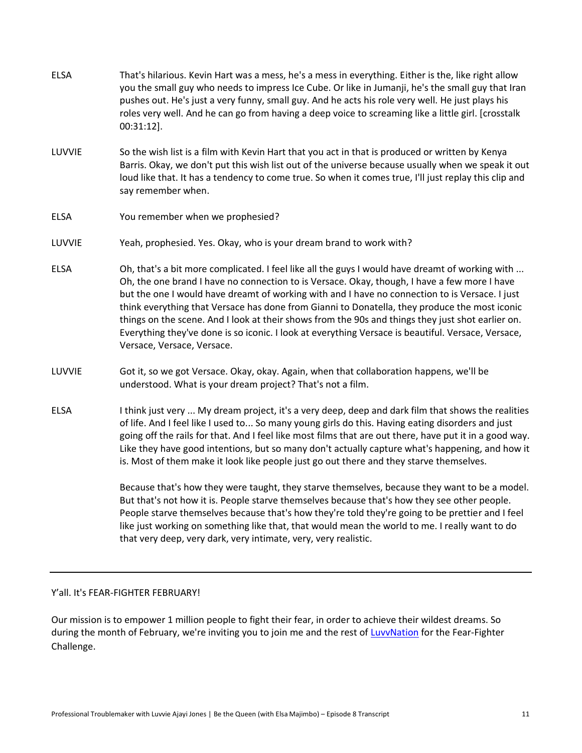ELSA That's hilarious. Kevin Hart was a mess, he's a mess in everything. Either is the, like right allow you the small guy who needs to impress Ice Cube. Or like in Jumanji, he's the small guy that Iran pushes out. He's just a very funny, small guy. And he acts his role very well. He just plays his roles very well. And he can go from having a deep voice to screaming like a little girl. [crosstalk 00:31:12].

LUVVIE So the wish list is a film with Kevin Hart that you act in that is produced or written by Kenya Barris. Okay, we don't put this wish list out of the universe because usually when we speak it out loud like that. It has a tendency to come true. So when it comes true, I'll just replay this clip and say remember when.

ELSA You remember when we prophesied?

LUVVIE Yeah, prophesied. Yes. Okay, who is your dream brand to work with?

ELSA Oh, that's a bit more complicated. I feel like all the guys I would have dreamt of working with ... Oh, the one brand I have no connection to is Versace. Okay, though, I have a few more I have but the one I would have dreamt of working with and I have no connection to is Versace. I just think everything that Versace has done from Gianni to Donatella, they produce the most iconic things on the scene. And I look at their shows from the 90s and things they just shot earlier on. Everything they've done is so iconic. I look at everything Versace is beautiful. Versace, Versace, Versace, Versace, Versace.

LUVVIE Got it, so we got Versace. Okay, okay. Again, when that collaboration happens, we'll be understood. What is your dream project? That's not a film.

ELSA I think just very ... My dream project, it's a very deep, deep and dark film that shows the realities of life. And I feel like I used to... So many young girls do this. Having eating disorders and just going off the rails for that. And I feel like most films that are out there, have put it in a good way. Like they have good intentions, but so many don't actually capture what's happening, and how it is. Most of them make it look like people just go out there and they starve themselves.

Because that's how they were taught, they starve themselves, because they want to be a model. But that's not how it is. People starve themselves because that's how they see other people. People starve themselves because that's how they're told they're going to be prettier and I feel like just working on something like that, that would mean the world to me. I really want to do that very deep, very dark, very intimate, very, very realistic.

---

Y'all. It's FEAR-FIGHTER FEBRUARY!

Our mission is to empower 1 million people to fight their fear, in order to achieve their wildest dreams. So during the month of February, we're inviting you to join me and the rest of [LuvvNation](LuvvNation) for the Fear-Fighter Challenge.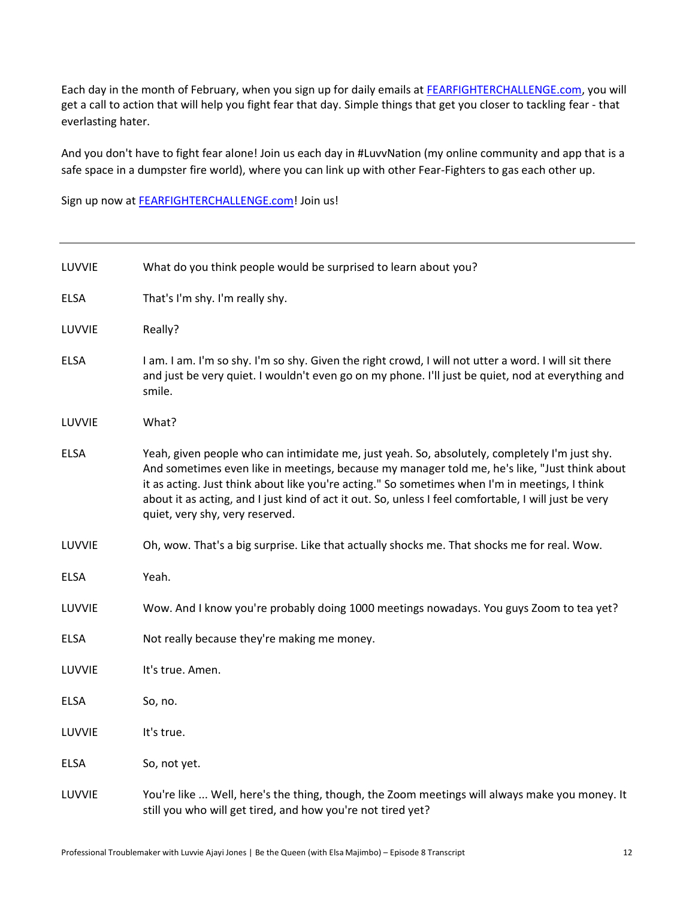Each day in the month of February, when you sign up for daily emails at [FEARFIGHTERCHALLENGE.com](http://FEARFIGHTERCHALLENGE.com), you will get a call to action that will help you fight fear that day. Simple things that get you closer to tackling fear - that everlasting hater.

And you don't have to fight fear alone! Join us each day in #LuvvNation (my online community and app that is a safe space in a dumpster fire world), where you can link up with other Fear-Fighters to gas each other up.

Sign up now at [FEARFIGHTERCHALLENGE.com](http://FEARFIGHTERCHALLENGE.com)! Join us!

---

**LUVVIE** What do you think people would be surprised to learn about you?

**ELSA** That's I'm shy. I'm really shy.

**LUVVIE** Really?

**ELSA** I am. I am. I'm so shy. I'm so shy. Given the right crowd, I will not utter a word. I will sit there and just be very quiet. I wouldn't even go on my phone. I'll just be quiet, nod at everything and smile.

**LUVVIE** What?

**ELSA** Yeah, given people who can intimidate me, just yeah. So, absolutely, completely I'm just shy. And sometimes even like in meetings, because my manager told me, he's like, "Just think about it as acting. Just think about like you're acting." So sometimes when I'm in meetings, I think about it as acting, and I just kind of act it out. So, unless I feel comfortable, I will just be very quiet, very shy, very reserved.

**LUVVIE** Oh, wow. That's a big surprise. Like that actually shocks me. That shocks me for real. Wow.

**ELSA** Yeah.

**LUVVIE** Wow. And I know you're probably doing 1000 meetings nowadays. You guys Zoom to tea yet?

**ELSA** Not really because they're making me money.

**LUVVIE** It's true. Amen.

**ELSA** So, no.

**LUVVIE** It's true.

**ELSA** So, not yet.

**LUVVIE** You're like ... Well, here's the thing, though, the Zoom meetings will always make you money. It still you who will get tired, and how you're not tired yet?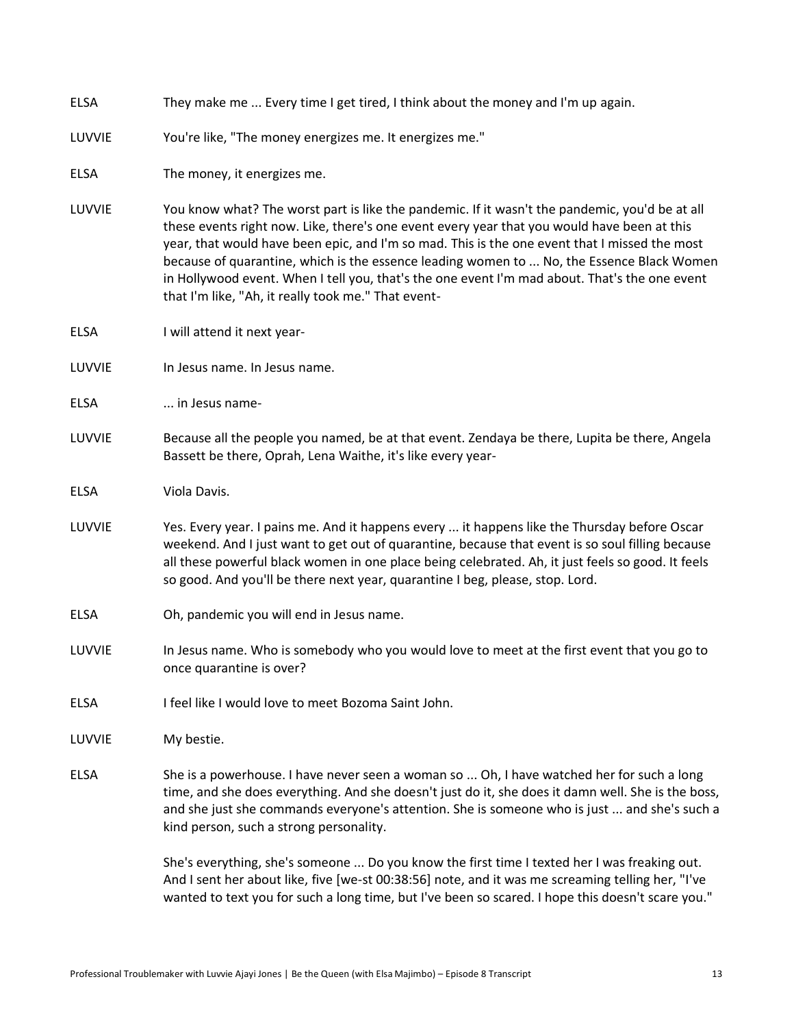ELSA They make me ... Every time I get tired, I think about the money and I'm up again.

LUVVIE You're like, "The money energizes me. It energizes me."

ELSA The money, it energizes me.

LUVVIE You know what? The worst part is like the pandemic. If it wasn't the pandemic, you'd be at all these events right now. Like, there's one event every year that you would have been at this year, that would have been epic, and I'm so mad. This is the one event that I missed the most because of quarantine, which is the essence leading women to ... No, the Essence Black Women in Hollywood event. When I tell you, that's the one event I'm mad about. That's the one event that I'm like, "Ah, it really took me." That event-

ELSA I will attend it next year-

LUVVIE In Jesus name. In Jesus name.

ELSA ... in Jesus name-

LUVVIE Because all the people you named, be at that event. Zendaya be there, Lupita be there, Angela Bassett be there, Oprah, Lena Waithe, it's like every year-

ELSA Viola Davis.

LUVVIE Yes. Every year. I pains me. And it happens every ... it happens like the Thursday before Oscar weekend. And I just want to get out of quarantine, because that event is so soul filling because all these powerful black women in one place being celebrated. Ah, it just feels so good. It feels so good. And you'll be there next year, quarantine I beg, please, stop. Lord.

ELSA Oh, pandemic you will end in Jesus name.

LUVVIE In Jesus name. Who is somebody who you would love to meet at the first event that you go to once quarantine is over?

ELSA I feel like I would love to meet Bozoma Saint John.

LUVVIE My bestie.

ELSA She is a powerhouse. I have never seen a woman so ... Oh, I have watched her for such a long time, and she does everything. And she doesn't just do it, she does it damn well. She is the boss, and she just she commands everyone's attention. She is someone who is just ... and she's such a kind person, such a strong personality.

She's everything, she's someone ... Do you know the first time I texted her I was freaking out. And I sent her about like, five [we-st 00:38:56] note, and it was me screaming telling her, "I've wanted to text you for such a long time, but I've been so scared. I hope this doesn't scare you."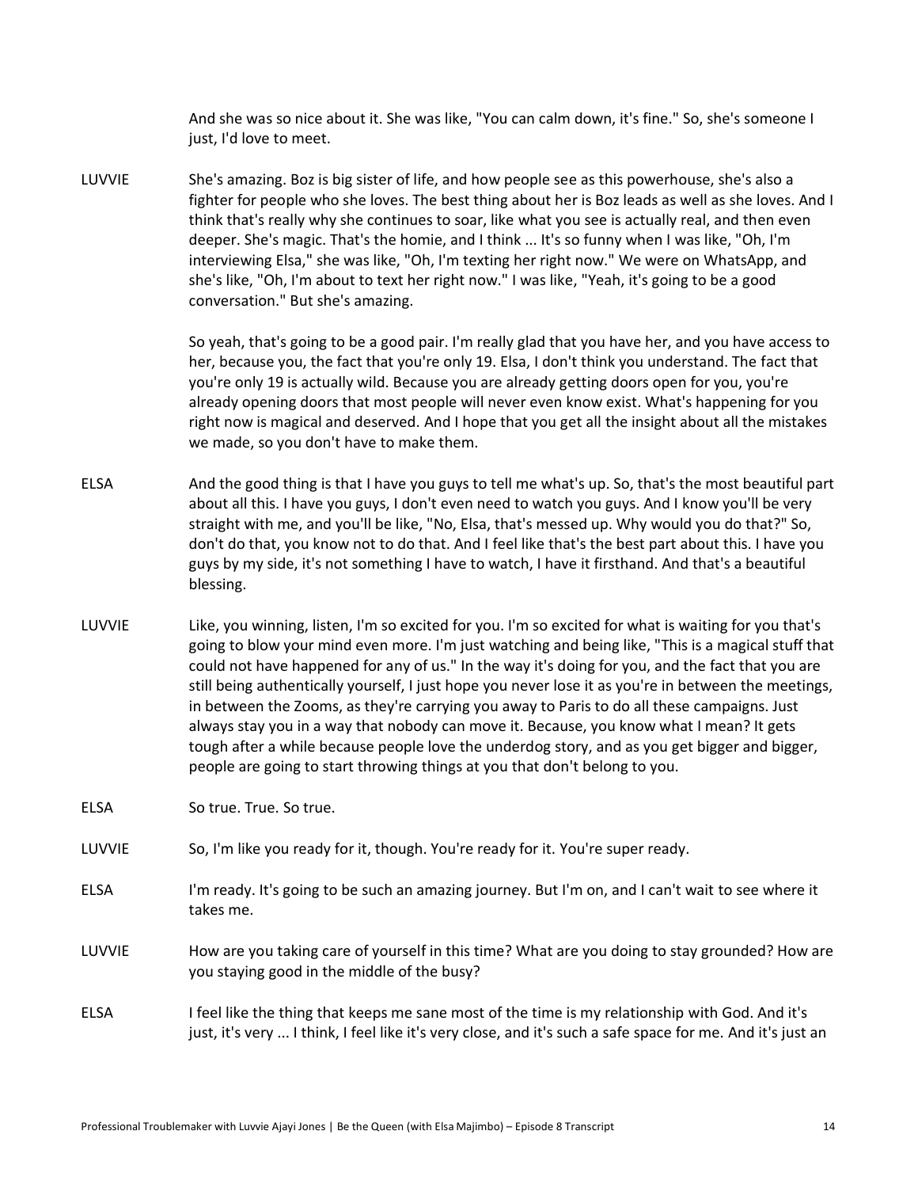And she was so nice about it. She was like, "You can calm down, it's fine." So, she's someone I just, I'd love to meet.

LUVVIE She's amazing. Boz is big sister of life, and how people see as this powerhouse, she's also a fighter for people who she loves. The best thing about her is Boz leads as well as she loves. And I think that's really why she continues to soar, like what you see is actually real, and then even deeper. She's magic. That's the homie, and I think ... It's so funny when I was like, "Oh, I'm interviewing Elsa," she was like, "Oh, I'm texting her right now." We were on WhatsApp, and she's like, "Oh, I'm about to text her right now." I was like, "Yeah, it's going to be a good conversation." But she's amazing.

So yeah, that's going to be a good pair. I'm really glad that you have her, and you have access to her, because you, the fact that you're only 19. Elsa, I don't think you understand. The fact that you're only 19 is actually wild. Because you are already getting doors open for you, you're already opening doors that most people will never even know exist. What's happening for you right now is magical and deserved. And I hope that you get all the insight about all the mistakes we made, so you don't have to make them.

ELSA And the good thing is that I have you guys to tell me what's up. So, that's the most beautiful part about all this. I have you guys, I don't even need to watch you guys. And I know you'll be very straight with me, and you'll be like, "No, Elsa, that's messed up. Why would you do that?" So, don't do that, you know not to do that. And I feel like that's the best part about this. I have you guys by my side, it's not something I have to watch, I have it firsthand. And that's a beautiful blessing.

LUVVIE Like, you winning, listen, I'm so excited for you. I'm so excited for what is waiting for you that's going to blow your mind even more. I'm just watching and being like, "This is a magical stuff that could not have happened for any of us." In the way it's doing for you, and the fact that you are still being authentically yourself, I just hope you never lose it as you're in between the meetings, in between the Zooms, as they're carrying you away to Paris to do all these campaigns. Just always stay you in a way that nobody can move it. Because, you know what I mean? It gets tough after a while because people love the underdog story, and as you get bigger and bigger, people are going to start throwing things at you that don't belong to you.

ELSA So true. True. So true.

LUVVIE So, I'm like you ready for it, though. You're ready for it. You're super ready.

ELSA I'm ready. It's going to be such an amazing journey. But I'm on, and I can't wait to see where it takes me.

LUVVIE How are you taking care of yourself in this time? What are you doing to stay grounded? How are you staying good in the middle of the busy?

ELSA I feel like the thing that keeps me sane most of the time is my relationship with God. And it's just, it's very ... I think, I feel like it's very close, and it's such a safe space for me. And it's just an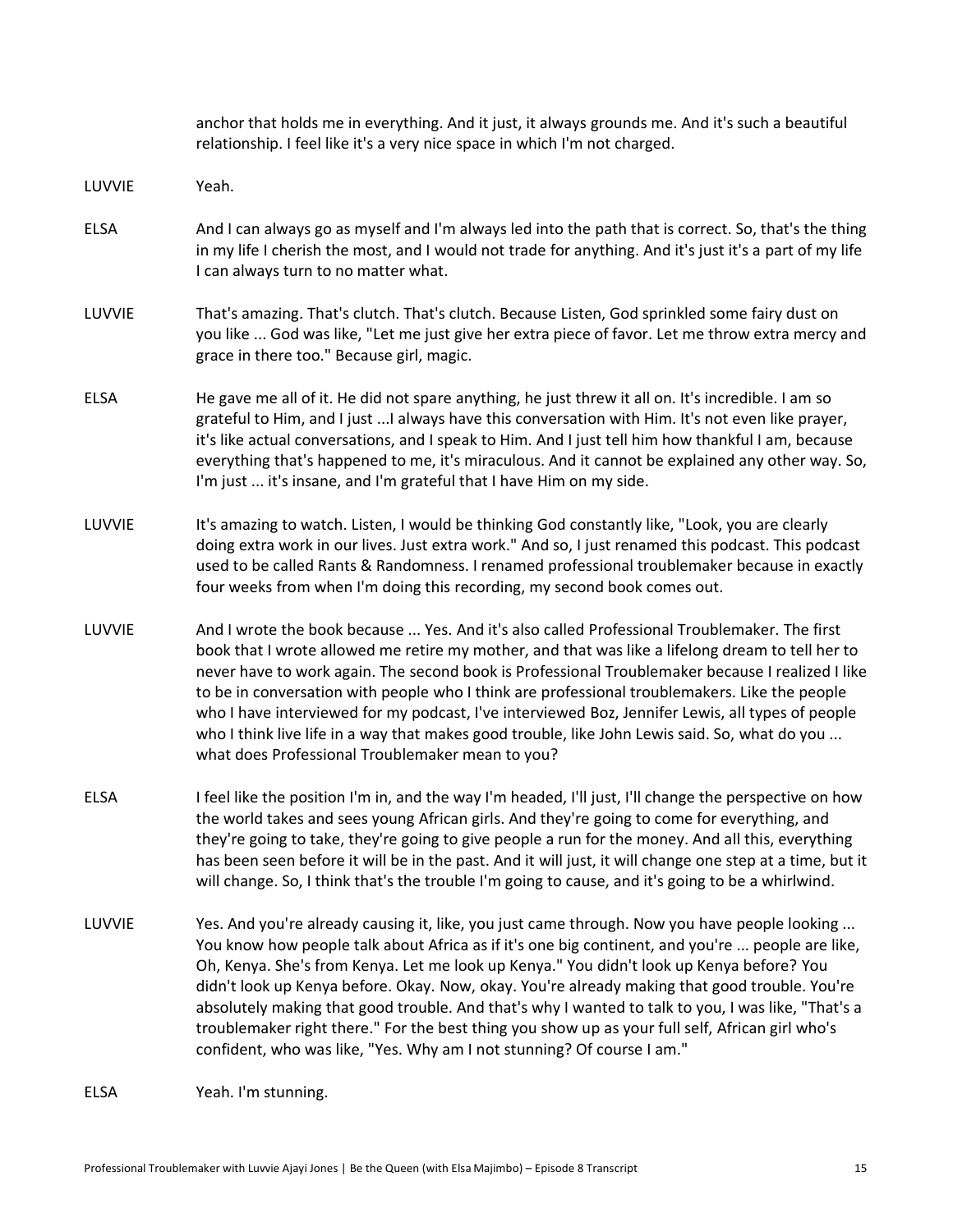anchor that holds me in everything. And it just, it always grounds me. And it's such a beautiful relationship. I feel like it's a very nice space in which I'm not charged.

LUVVIE Yeah.

ELSA And I can always go as myself and I'm always led into the path that is correct. So, that's the thing in my life I cherish the most, and I would not trade for anything. And it's just it's a part of my life I can always turn to no matter what.

LUVVIE That's amazing. That's clutch. That's clutch. Because Listen, God sprinkled some fairy dust on you like ... God was like, "Let me just give her extra piece of favor. Let me throw extra mercy and grace in there too." Because girl, magic.

ELSA He gave me all of it. He did not spare anything, he just threw it all on. It's incredible. I am so grateful to Him, and I just ...I always have this conversation with Him. It's not even like prayer, it's like actual conversations, and I speak to Him. And I just tell him how thankful I am, because everything that's happened to me, it's miraculous. And it cannot be explained any other way. So, I'm just ... it's insane, and I'm grateful that I have Him on my side.

LUVVIE It's amazing to watch. Listen, I would be thinking God constantly like, "Look, you are clearly doing extra work in our lives. Just extra work." And so, I just renamed this podcast. This podcast used to be called Rants & Randomness. I renamed professional troublemaker because in exactly four weeks from when I'm doing this recording, my second book comes out.

LUVVIE And I wrote the book because ... Yes. And it's also called Professional Troublemaker. The first book that I wrote allowed me retire my mother, and that was like a lifelong dream to tell her to never have to work again. The second book is Professional Troublemaker because I realized I like to be in conversation with people who I think are professional troublemakers. Like the people who I have interviewed for my podcast, I've interviewed Boz, Jennifer Lewis, all types of people who I think live life in a way that makes good trouble, like John Lewis said. So, what do you ... what does Professional Troublemaker mean to you?

ELSA I feel like the position I'm in, and the way I'm headed, I'll just, I'll change the perspective on how the world takes and sees young African girls. And they're going to come for everything, and they're going to take, they're going to give people a run for the money. And all this, everything has been seen before it will be in the past. And it will just, it will change one step at a time, but it will change. So, I think that's the trouble I'm going to cause, and it's going to be a whirlwind.

LUVVIE Yes. And you're already causing it, like, you just came through. Now you have people looking ... You know how people talk about Africa as if it's one big continent, and you're ... people are like, Oh, Kenya. She's from Kenya. Let me look up Kenya." You didn't look up Kenya before? You didn't look up Kenya before. Okay. Now, okay. You're already making that good trouble. You're absolutely making that good trouble. And that's why I wanted to talk to you, I was like, "That's a troublemaker right there." For the best thing you show up as your full self, African girl who's confident, who was like, "Yes. Why am I not stunning? Of course I am."

ELSA Yeah. I'm stunning.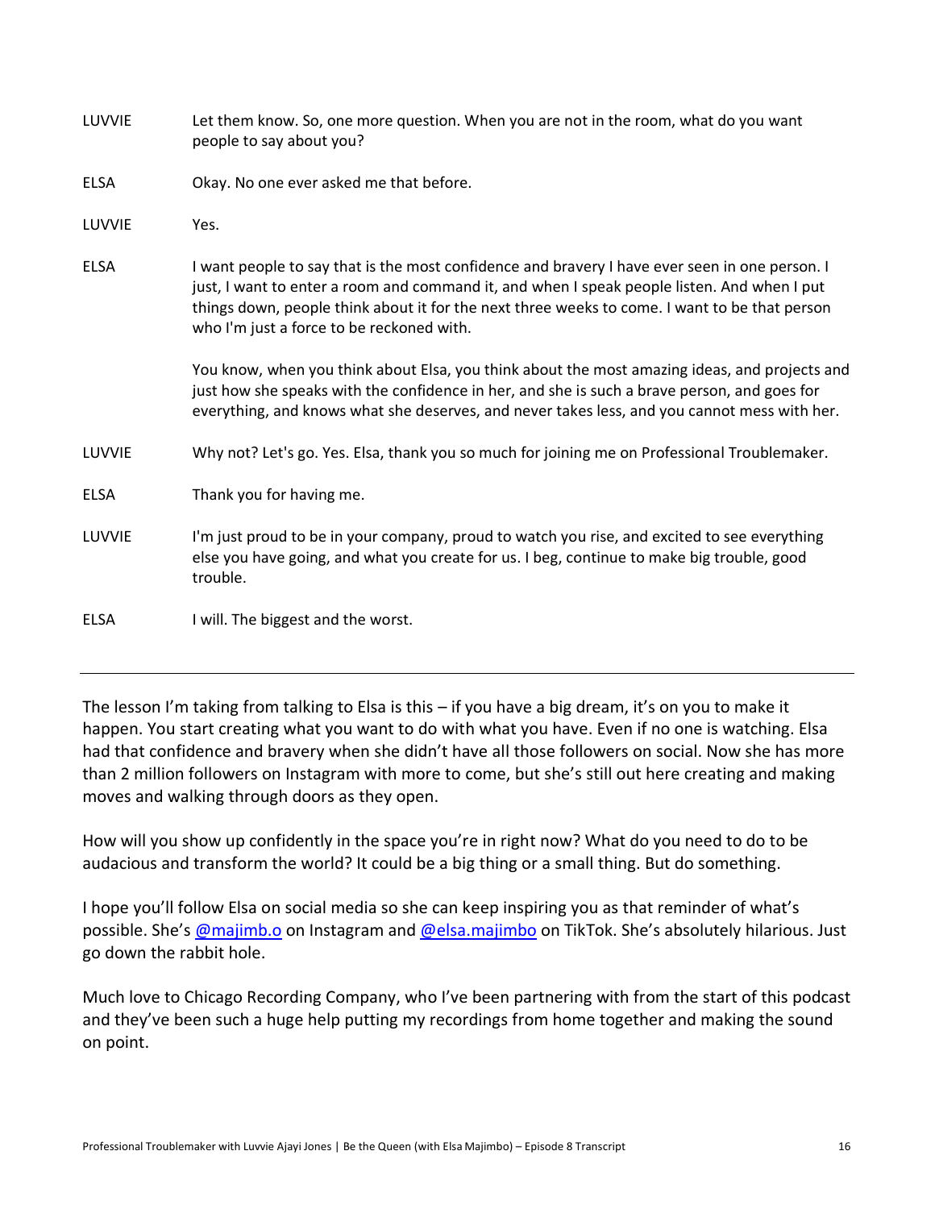**LUVVIE** Let them know. So, one more question. When you are not in the room, what do you want people to say about you?

**ELSA** Okay. No one ever asked me that before.

**LUVVIE** Yes.

**ELSA** I want people to say that is the most confidence and bravery I have ever seen in one person. I just, I want to enter a room and command it, and when I speak people listen. And when I put things down, people think about it for the next three weeks to come. I want to be that person who I'm just a force to be reckoned with.

You know, when you think about Elsa, you think about the most amazing ideas, and projects and just how she speaks with the confidence in her, and she is such a brave person, and goes for everything, and knows what she deserves, and never takes less, and you cannot mess with her.

**LUVVIE** Why not? Let's go. Yes. Elsa, thank you so much for joining me on Professional Troublemaker.

**ELSA** Thank you for having me.

**LUVVIE** I'm just proud to be in your company, proud to watch you rise, and excited to see everything else you have going, and what you create for us. I beg, continue to make big trouble, good trouble.

**ELSA** I will. The biggest and the worst.

---

The lesson I'm taking from talking to Elsa is this – if you have a big dream, it's on you to make it happen. You start creating what you want to do with what you have. Even if no one is watching. Elsa had that confidence and bravery when she didn't have all those followers on social. Now she has more than 2 million followers on Instagram with more to come, but she's still out here creating and making moves and walking through doors as they open.

How will you show up confidently in the space you're in right now? What do you need to do to be audacious and transform the world? It could be a big thing or a small thing. But do something.

I hope you'll follow Elsa on social media so she can keep inspiring you as that reminder of what's possible. She's @majimb.o on Instagram and @elsa.majimbo on TikTok. She's absolutely hilarious. Just go down the rabbit hole.

Much love to Chicago Recording Company, who I've been partnering with from the start of this podcast and they've been such a huge help putting my recordings from home together and making the sound on point.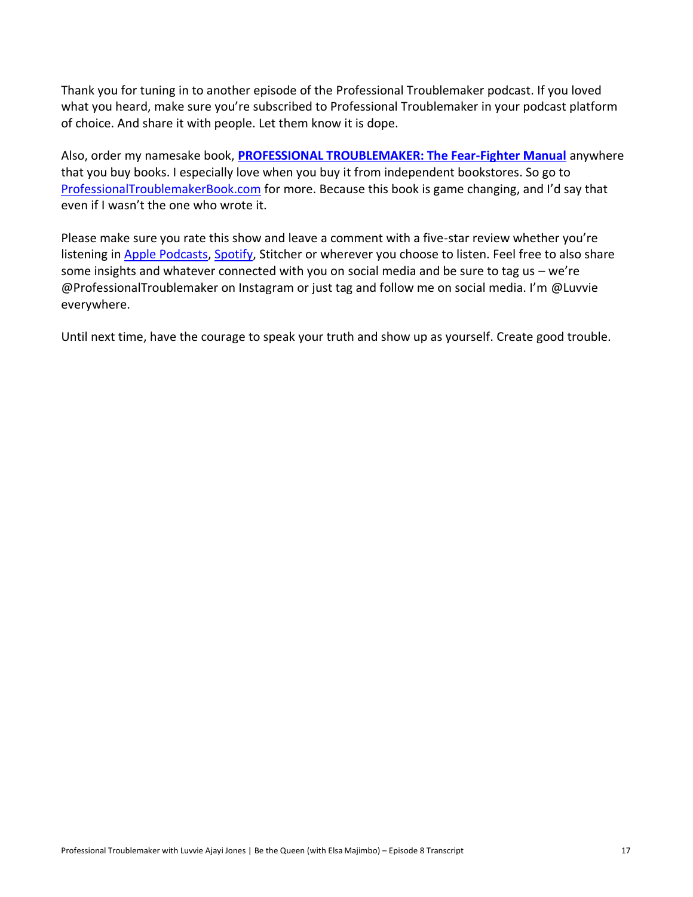Thank you for tuning in to another episode of the Professional Troublemaker podcast. If you loved what you heard, make sure you're subscribed to Professional Troublemaker in your podcast platform of choice. And share it with people. Let them know it is dope.

Also, order my namesake book, **PROFESSIONAL TROUBLEMAKER: The Fear-Fighter Manual** anywhere that you buy books. I especially love when you buy it from independent bookstores. So go to ProfessionalTroublemakerBook.com for more. Because this book is game changing, and I'd say that even if I wasn't the one who wrote it.

Please make sure you rate this show and leave a comment with a five-star review whether you're listening in Apple Podcasts, Spotify, Stitcher or wherever you choose to listen. Feel free to also share some insights and whatever connected with you on social media and be sure to tag us – we're @ProfessionalTroublemaker on Instagram or just tag and follow me on social media. I'm @Luvvie everywhere.

Until next time, have the courage to speak your truth and show up as yourself. Create good trouble.